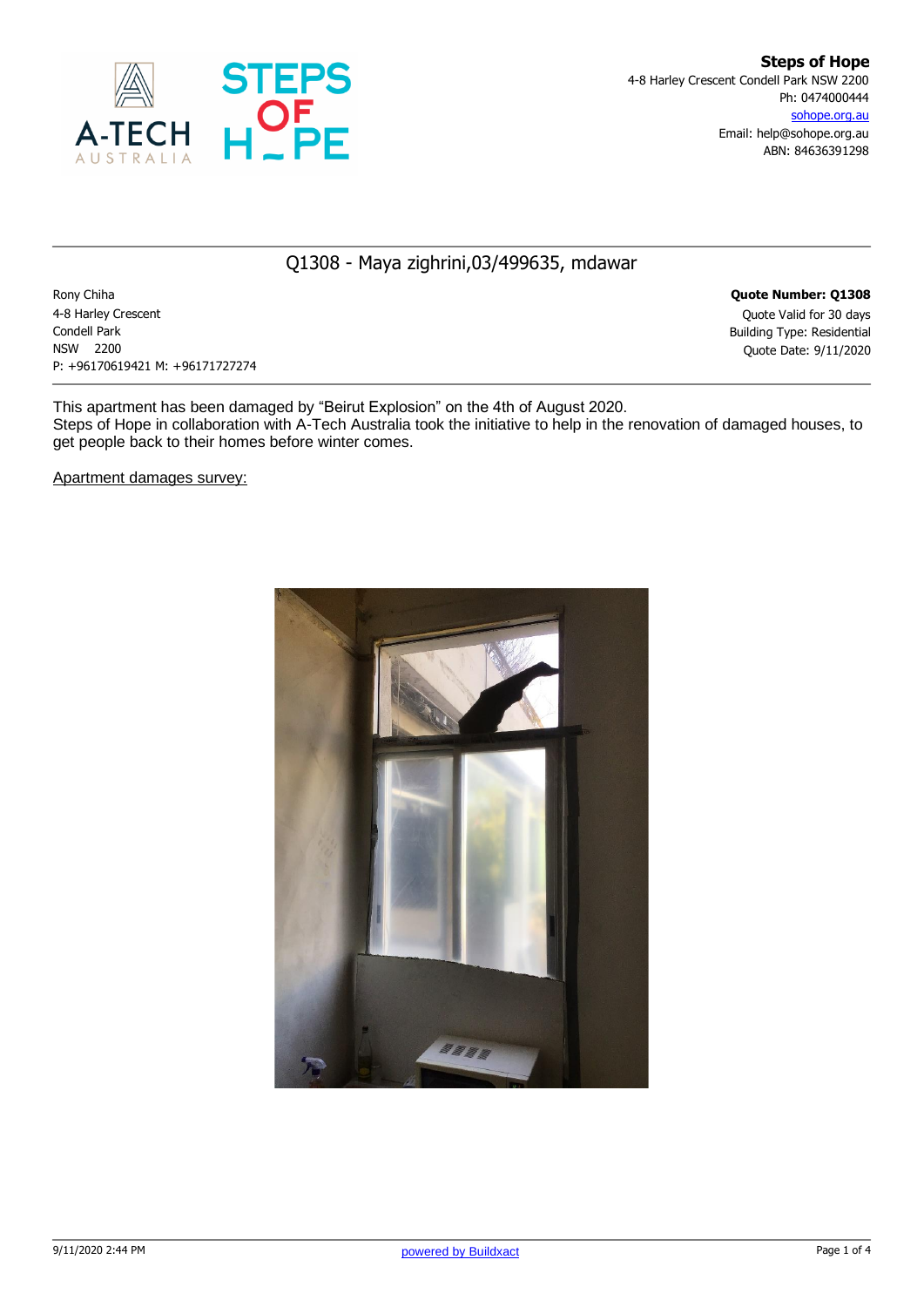**Steps of Hope**
4-8 Harley Crescent Condell Park NSW 2200
Ph: 0474000444
sohope.org.au
Email: help@sohope.org.au
ABN: 84636391298

## Q1308 - Maya zighrini,03/499635, mdawar

Rony Chiha
4-8 Harley Crescent
Condell Park
NSW 2200
P: +96170619421 M: +96171727274

**Quote Number: Q1308**
Quote Valid for 30 days
Building Type: Residential
Quote Date: 9/11/2020

This apartment has been damaged by "Beirut Explosion" on the 4th of August 2020.
Steps of Hope in collaboration with A-Tech Australia took the initiative to help in the renovation of damaged houses, to get people back to their homes before winter comes.

Apartment damages survey: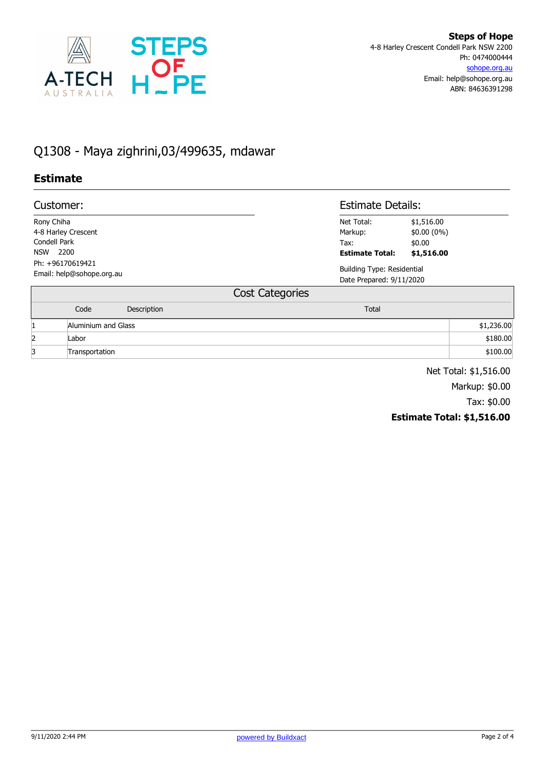**Steps of Hope**
4-8 Harley Crescent Condell Park NSW 2200
Ph: 0474000444
sohope.org.au
Email: help@sohope.org.au
ABN: 84636391298

# Q1308 - Maya zighrini,03/499635, mdawar

## Estimate

### Customer:

Rony Chiha
4-8 Harley Crescent
Condell Park
NSW 2200
Ph: +96170619421
Email: help@sohope.org.au

### Estimate Details:

| | |
|---|---|
| Net Total: | $1,516.00 |
| Markup: | $0.00 (0%) |
| Tax: | $0.00 |
| **Estimate Total:** | **$1,516.00** |

Building Type: Residential
Date Prepared: 9/11/2020

### Cost Categories

| Code | Description | Total |
|---|---|---|
| 1 | Aluminium and Glass | $1,236.00 |
| 2 | Labor | $180.00 |
| 3 | Transportation | $100.00 |

Net Total: $1,516.00
Markup: $0.00
Tax: $0.00
**Estimate Total: $1,516.00**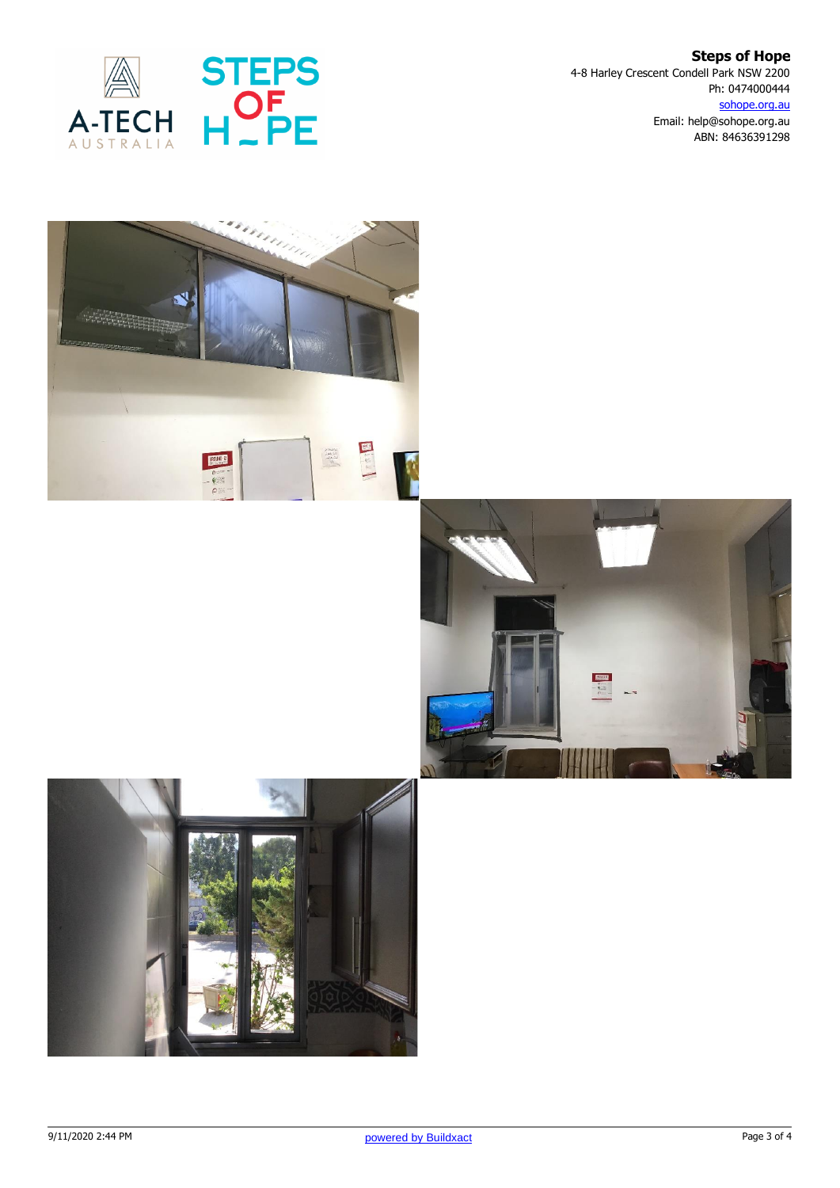**Steps of Hope**
4-8 Harley Crescent Condell Park NSW 2200
Ph: 0474000444
sohope.org.au
Email: help@sohope.org.au
ABN: 84636391298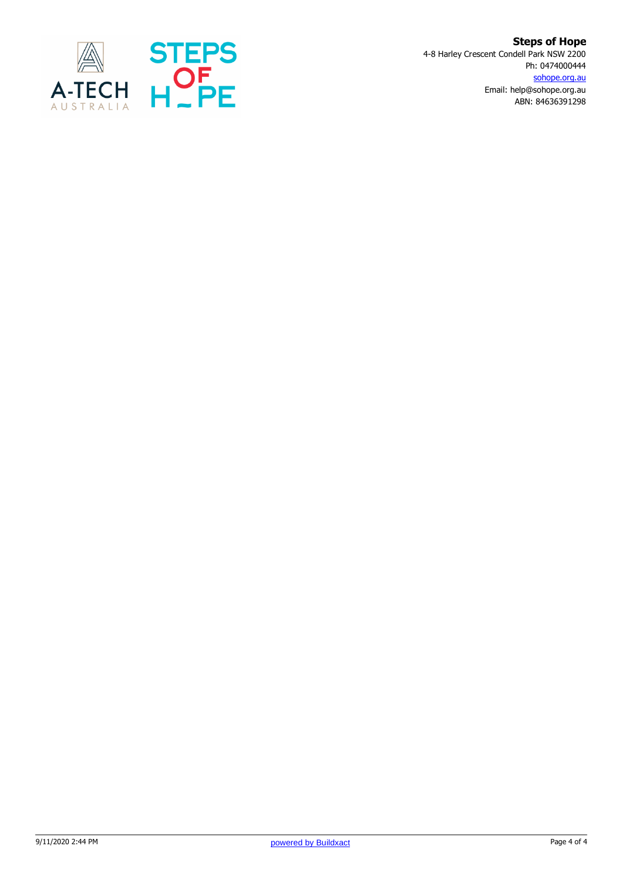**Steps of Hope**
4-8 Harley Crescent Condell Park NSW 2200
Ph: 0474000444
sohope.org.au
Email: help@sohope.org.au
ABN: 84636391298